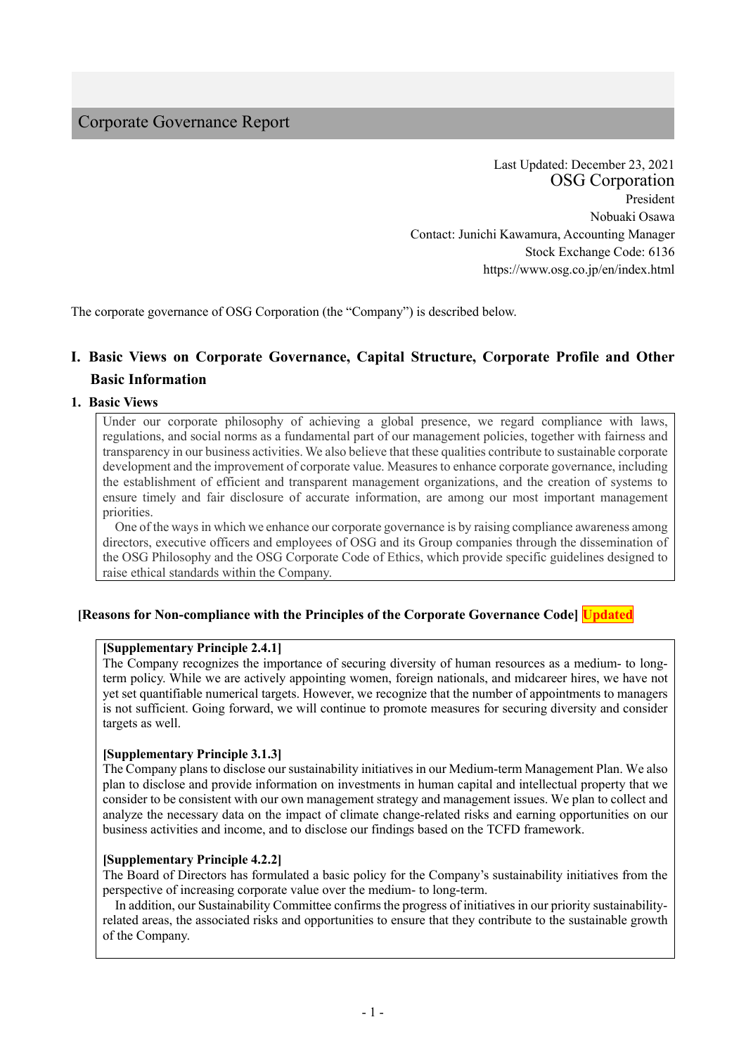# Corporate Governance Report

Last Updated: December 23, 2021
OSG Corporation
President
Nobuaki Osawa
Contact: Junichi Kawamura, Accounting Manager
Stock Exchange Code: 6136
https://www.osg.co.jp/en/index.html

The corporate governance of OSG Corporation (the "Company") is described below.

## I. Basic Views on Corporate Governance, Capital Structure, Corporate Profile and Other Basic Information

### 1. Basic Views

Under our corporate philosophy of achieving a global presence, we regard compliance with laws, regulations, and social norms as a fundamental part of our management policies, together with fairness and transparency in our business activities. We also believe that these qualities contribute to sustainable corporate development and the improvement of corporate value. Measures to enhance corporate governance, including the establishment of efficient and transparent management organizations, and the creation of systems to ensure timely and fair disclosure of accurate information, are among our most important management priorities.

One of the ways in which we enhance our corporate governance is by raising compliance awareness among directors, executive officers and employees of OSG and its Group companies through the dissemination of the OSG Philosophy and the OSG Corporate Code of Ethics, which provide specific guidelines designed to raise ethical standards within the Company.

**[Reasons for Non-compliance with the Principles of the Corporate Governance Code]** **Updated**

**[Supplementary Principle 2.4.1]**
The Company recognizes the importance of securing diversity of human resources as a medium- to long-term policy. While we are actively appointing women, foreign nationals, and midcareer hires, we have not yet set quantifiable numerical targets. However, we recognize that the number of appointments to managers is not sufficient. Going forward, we will continue to promote measures for securing diversity and consider targets as well.

**[Supplementary Principle 3.1.3]**
The Company plans to disclose our sustainability initiatives in our Medium-term Management Plan. We also plan to disclose and provide information on investments in human capital and intellectual property that we consider to be consistent with our own management strategy and management issues. We plan to collect and analyze the necessary data on the impact of climate change-related risks and earning opportunities on our business activities and income, and to disclose our findings based on the TCFD framework.

**[Supplementary Principle 4.2.2]**
The Board of Directors has formulated a basic policy for the Company's sustainability initiatives from the perspective of increasing corporate value over the medium- to long-term.

In addition, our Sustainability Committee confirms the progress of initiatives in our priority sustainability-related areas, the associated risks and opportunities to ensure that they contribute to the sustainable growth of the Company.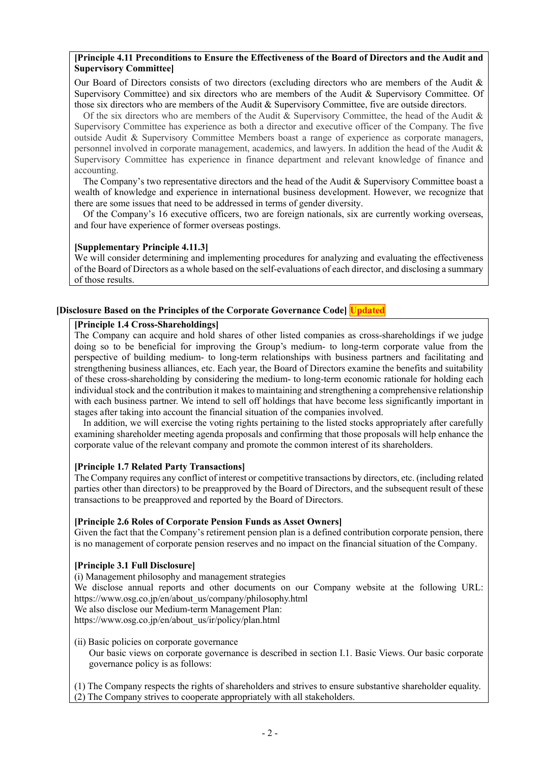**[Principle 4.11 Preconditions to Ensure the Effectiveness of the Board of Directors and the Audit and Supervisory Committee]**

Our Board of Directors consists of two directors (excluding directors who are members of the Audit & Supervisory Committee) and six directors who are members of the Audit & Supervisory Committee. Of those six directors who are members of the Audit & Supervisory Committee, five are outside directors.

Of the six directors who are members of the Audit & Supervisory Committee, the head of the Audit & Supervisory Committee has experience as both a director and executive officer of the Company. The five outside Audit & Supervisory Committee Members boast a range of experience as corporate managers, personnel involved in corporate management, academics, and lawyers. In addition the head of the Audit & Supervisory Committee has experience in finance department and relevant knowledge of finance and accounting.

The Company's two representative directors and the head of the Audit & Supervisory Committee boast a wealth of knowledge and experience in international business development. However, we recognize that there are some issues that need to be addressed in terms of gender diversity.

Of the Company's 16 executive officers, two are foreign nationals, six are currently working overseas, and four have experience of former overseas postings.

**[Supplementary Principle 4.11.3]**

We will consider determining and implementing procedures for analyzing and evaluating the effectiveness of the Board of Directors as a whole based on the self-evaluations of each director, and disclosing a summary of those results.

## [Disclosure Based on the Principles of the Corporate Governance Code] Updated

**[Principle 1.4 Cross-Shareholdings]**

The Company can acquire and hold shares of other listed companies as cross-shareholdings if we judge doing so to be beneficial for improving the Group's medium- to long-term corporate value from the perspective of building medium- to long-term relationships with business partners and facilitating and strengthening business alliances, etc. Each year, the Board of Directors examine the benefits and suitability of these cross-shareholding by considering the medium- to long-term economic rationale for holding each individual stock and the contribution it makes to maintaining and strengthening a comprehensive relationship with each business partner. We intend to sell off holdings that have become less significantly important in stages after taking into account the financial situation of the companies involved.

In addition, we will exercise the voting rights pertaining to the listed stocks appropriately after carefully examining shareholder meeting agenda proposals and confirming that those proposals will help enhance the corporate value of the relevant company and promote the common interest of its shareholders.

**[Principle 1.7 Related Party Transactions]**

The Company requires any conflict of interest or competitive transactions by directors, etc. (including related parties other than directors) to be preapproved by the Board of Directors, and the subsequent result of these transactions to be preapproved and reported by the Board of Directors.

**[Principle 2.6 Roles of Corporate Pension Funds as Asset Owners]**

Given the fact that the Company's retirement pension plan is a defined contribution corporate pension, there is no management of corporate pension reserves and no impact on the financial situation of the Company.

**[Principle 3.1 Full Disclosure]**

(i) Management philosophy and management strategies

We disclose annual reports and other documents on our Company website at the following URL: https://www.osg.co.jp/en/about_us/company/philosophy.html

We also disclose our Medium-term Management Plan:
https://www.osg.co.jp/en/about_us/ir/policy/plan.html

(ii) Basic policies on corporate governance

Our basic views on corporate governance is described in section I.1. Basic Views. Our basic corporate governance policy is as follows:

(1) The Company respects the rights of shareholders and strives to ensure substantive shareholder equality.
(2) The Company strives to cooperate appropriately with all stakeholders.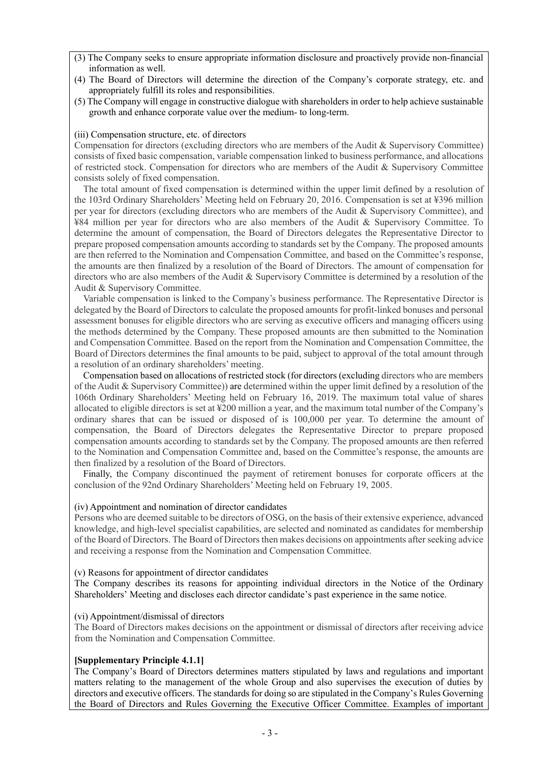(3) The Company seeks to ensure appropriate information disclosure and proactively provide non-financial information as well.

(4) The Board of Directors will determine the direction of the Company's corporate strategy, etc. and appropriately fulfill its roles and responsibilities.

(5) The Company will engage in constructive dialogue with shareholders in order to help achieve sustainable growth and enhance corporate value over the medium- to long-term.

(iii) Compensation structure, etc. of directors

Compensation for directors (excluding directors who are members of the Audit & Supervisory Committee) consists of fixed basic compensation, variable compensation linked to business performance, and allocations of restricted stock. Compensation for directors who are members of the Audit & Supervisory Committee consists solely of fixed compensation.

The total amount of fixed compensation is determined within the upper limit defined by a resolution of the 103rd Ordinary Shareholders' Meeting held on February 20, 2016. Compensation is set at ¥396 million per year for directors (excluding directors who are members of the Audit & Supervisory Committee), and ¥84 million per year for directors who are also members of the Audit & Supervisory Committee. To determine the amount of compensation, the Board of Directors delegates the Representative Director to prepare proposed compensation amounts according to standards set by the Company. The proposed amounts are then referred to the Nomination and Compensation Committee, and based on the Committee's response, the amounts are then finalized by a resolution of the Board of Directors. The amount of compensation for directors who are also members of the Audit & Supervisory Committee is determined by a resolution of the Audit & Supervisory Committee.

Variable compensation is linked to the Company's business performance. The Representative Director is delegated by the Board of Directors to calculate the proposed amounts for profit-linked bonuses and personal assessment bonuses for eligible directors who are serving as executive officers and managing officers using the methods determined by the Company. These proposed amounts are then submitted to the Nomination and Compensation Committee. Based on the report from the Nomination and Compensation Committee, the Board of Directors determines the final amounts to be paid, subject to approval of the total amount through a resolution of an ordinary shareholders' meeting.

Compensation based on allocations of restricted stock (for directors (excluding directors who are members of the Audit & Supervisory Committee)) are determined within the upper limit defined by a resolution of the 106th Ordinary Shareholders' Meeting held on February 16, 2019. The maximum total value of shares allocated to eligible directors is set at ¥200 million a year, and the maximum total number of the Company's ordinary shares that can be issued or disposed of is 100,000 per year. To determine the amount of compensation, the Board of Directors delegates the Representative Director to prepare proposed compensation amounts according to standards set by the Company. The proposed amounts are then referred to the Nomination and Compensation Committee and, based on the Committee's response, the amounts are then finalized by a resolution of the Board of Directors.

Finally, the Company discontinued the payment of retirement bonuses for corporate officers at the conclusion of the 92nd Ordinary Shareholders' Meeting held on February 19, 2005.

(iv) Appointment and nomination of director candidates

Persons who are deemed suitable to be directors of OSG, on the basis of their extensive experience, advanced knowledge, and high-level specialist capabilities, are selected and nominated as candidates for membership of the Board of Directors. The Board of Directors then makes decisions on appointments after seeking advice and receiving a response from the Nomination and Compensation Committee.

(v) Reasons for appointment of director candidates

The Company describes its reasons for appointing individual directors in the Notice of the Ordinary Shareholders' Meeting and discloses each director candidate's past experience in the same notice.

(vi) Appointment/dismissal of directors

The Board of Directors makes decisions on the appointment or dismissal of directors after receiving advice from the Nomination and Compensation Committee.

**[Supplementary Principle 4.1.1]**

The Company's Board of Directors determines matters stipulated by laws and regulations and important matters relating to the management of the whole Group and also supervises the execution of duties by directors and executive officers. The standards for doing so are stipulated in the Company's Rules Governing the Board of Directors and Rules Governing the Executive Officer Committee. Examples of important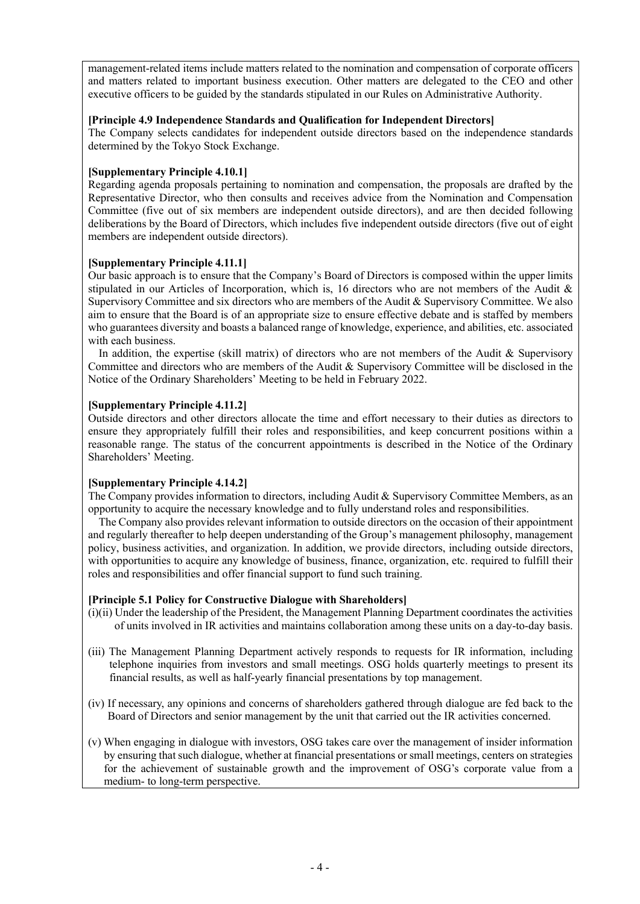management-related items include matters related to the nomination and compensation of corporate officers and matters related to important business execution. Other matters are delegated to the CEO and other executive officers to be guided by the standards stipulated in our Rules on Administrative Authority.

**[Principle 4.9 Independence Standards and Qualification for Independent Directors]**

The Company selects candidates for independent outside directors based on the independence standards determined by the Tokyo Stock Exchange.

**[Supplementary Principle 4.10.1]**

Regarding agenda proposals pertaining to nomination and compensation, the proposals are drafted by the Representative Director, who then consults and receives advice from the Nomination and Compensation Committee (five out of six members are independent outside directors), and are then decided following deliberations by the Board of Directors, which includes five independent outside directors (five out of eight members are independent outside directors).

**[Supplementary Principle 4.11.1]**

Our basic approach is to ensure that the Company's Board of Directors is composed within the upper limits stipulated in our Articles of Incorporation, which is, 16 directors who are not members of the Audit & Supervisory Committee and six directors who are members of the Audit & Supervisory Committee. We also aim to ensure that the Board is of an appropriate size to ensure effective debate and is staffed by members who guarantees diversity and boasts a balanced range of knowledge, experience, and abilities, etc. associated with each business.

In addition, the expertise (skill matrix) of directors who are not members of the Audit & Supervisory Committee and directors who are members of the Audit & Supervisory Committee will be disclosed in the Notice of the Ordinary Shareholders' Meeting to be held in February 2022.

**[Supplementary Principle 4.11.2]**

Outside directors and other directors allocate the time and effort necessary to their duties as directors to ensure they appropriately fulfill their roles and responsibilities, and keep concurrent positions within a reasonable range. The status of the concurrent appointments is described in the Notice of the Ordinary Shareholders' Meeting.

**[Supplementary Principle 4.14.2]**

The Company provides information to directors, including Audit & Supervisory Committee Members, as an opportunity to acquire the necessary knowledge and to fully understand roles and responsibilities.

The Company also provides relevant information to outside directors on the occasion of their appointment and regularly thereafter to help deepen understanding of the Group's management philosophy, management policy, business activities, and organization. In addition, we provide directors, including outside directors, with opportunities to acquire any knowledge of business, finance, organization, etc. required to fulfill their roles and responsibilities and offer financial support to fund such training.

**[Principle 5.1 Policy for Constructive Dialogue with Shareholders]**

(i)(ii) Under the leadership of the President, the Management Planning Department coordinates the activities of units involved in IR activities and maintains collaboration among these units on a day-to-day basis.

(iii) The Management Planning Department actively responds to requests for IR information, including telephone inquiries from investors and small meetings. OSG holds quarterly meetings to present its financial results, as well as half-yearly financial presentations by top management.

(iv) If necessary, any opinions and concerns of shareholders gathered through dialogue are fed back to the Board of Directors and senior management by the unit that carried out the IR activities concerned.

(v) When engaging in dialogue with investors, OSG takes care over the management of insider information by ensuring that such dialogue, whether at financial presentations or small meetings, centers on strategies for the achievement of sustainable growth and the improvement of OSG's corporate value from a medium- to long-term perspective.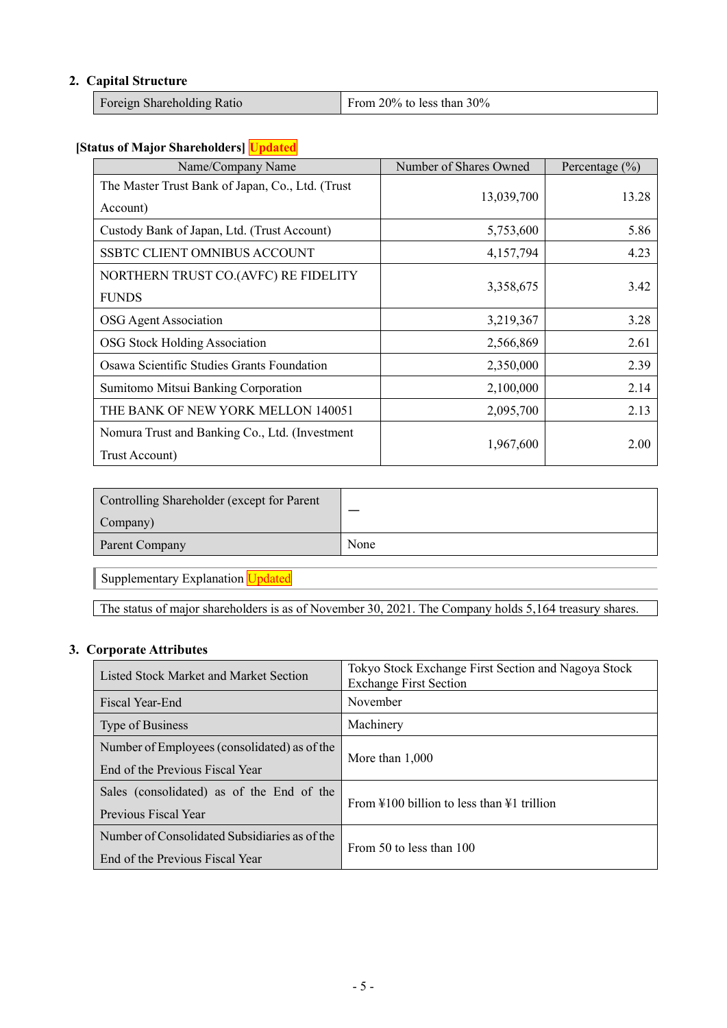## 2. Capital Structure

| | |
|---|---|
| Foreign Shareholding Ratio | From 20% to less than 30% |

**[Status of Major Shareholders]** Updated

| Name/Company Name | Number of Shares Owned | Percentage (%) |
|---|---|---|
| The Master Trust Bank of Japan, Co., Ltd. (Trust Account) | 13,039,700 | 13.28 |
| Custody Bank of Japan, Ltd. (Trust Account) | 5,753,600 | 5.86 |
| SSBTC CLIENT OMNIBUS ACCOUNT | 4,157,794 | 4.23 |
| NORTHERN TRUST CO.(AVFC) RE FIDELITY FUNDS | 3,358,675 | 3.42 |
| OSG Agent Association | 3,219,367 | 3.28 |
| OSG Stock Holding Association | 2,566,869 | 2.61 |
| Osawa Scientific Studies Grants Foundation | 2,350,000 | 2.39 |
| Sumitomo Mitsui Banking Corporation | 2,100,000 | 2.14 |
| THE BANK OF NEW YORK MELLON 140051 | 2,095,700 | 2.13 |
| Nomura Trust and Banking Co., Ltd. (Investment Trust Account) | 1,967,600 | 2.00 |

| | |
|---|---|
| Controlling Shareholder (except for Parent Company) | — |
| Parent Company | None |

Supplementary Explanation Updated

The status of major shareholders is as of November 30, 2021. The Company holds 5,164 treasury shares.

## 3. Corporate Attributes

| | |
|---|---|
| Listed Stock Market and Market Section | Tokyo Stock Exchange First Section and Nagoya Stock Exchange First Section |
| Fiscal Year-End | November |
| Type of Business | Machinery |
| Number of Employees (consolidated) as of the End of the Previous Fiscal Year | More than 1,000 |
| Sales (consolidated) as of the End of the Previous Fiscal Year | From ¥100 billion to less than ¥1 trillion |
| Number of Consolidated Subsidiaries as of the End of the Previous Fiscal Year | From 50 to less than 100 |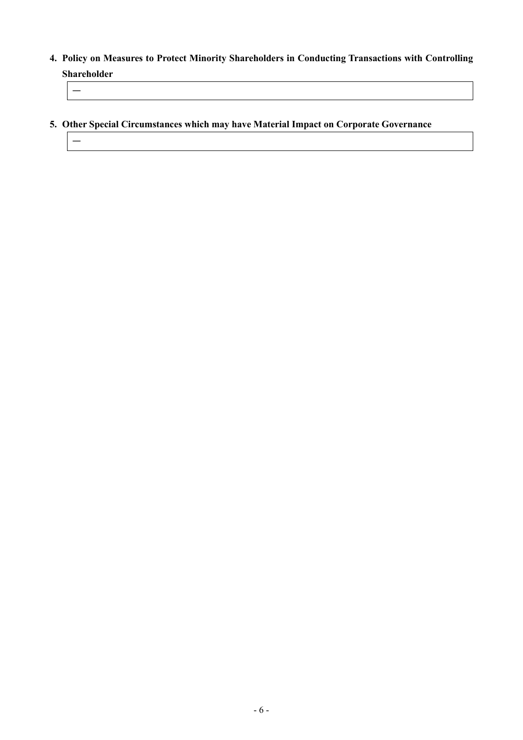**4. Policy on Measures to Protect Minority Shareholders in Conducting Transactions with Controlling Shareholder**

| |
|---|
| — |

**5. Other Special Circumstances which may have Material Impact on Corporate Governance**

| |
|---|
| — |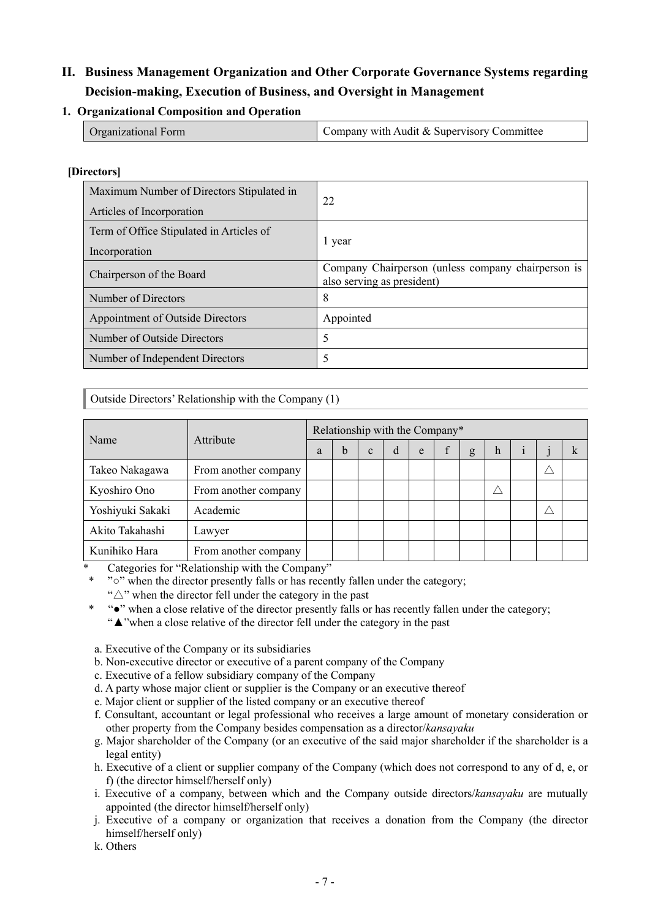## II. Business Management Organization and Other Corporate Governance Systems regarding Decision-making, Execution of Business, and Oversight in Management

### 1. Organizational Composition and Operation

| | |
|---|---|
| Organizational Form | Company with Audit & Supervisory Committee |

**[Directors]**

| | |
|---|---|
| Maximum Number of Directors Stipulated in Articles of Incorporation | 22 |
| Term of Office Stipulated in Articles of Incorporation | 1 year |
| Chairperson of the Board | Company Chairperson (unless company chairperson is also serving as president) |
| Number of Directors | 8 |
| Appointment of Outside Directors | Appointed |
| Number of Outside Directors | 5 |
| Number of Independent Directors | 5 |

Outside Directors' Relationship with the Company (1)

| Name | Attribute | Relationship with the Company* | | | | | | | | | | |
|---|---|---|---|---|---|---|---|---|---|---|---|---|
| | | a | b | c | d | e | f | g | h | i | j | k |
| Takeo Nakagawa | From another company | | | | | | | | | | △ | |
| Kyoshiro Ono | From another company | | | | | | | | △ | | | |
| Yoshiyuki Sakaki | Academic | | | | | | | | | | △ | |
| Akito Takahashi | Lawyer | | | | | | | | | | | |
| Kunihiko Hara | From another company | | | | | | | | | | | |

\* Categories for "Relationship with the Company"

\* "○" when the director presently falls or has recently fallen under the category;
"△" when the director fell under the category in the past

\* "●" when a close relative of the director presently falls or has recently fallen under the category;
"▲"when a close relative of the director fell under the category in the past

a. Executive of the Company or its subsidiaries
b. Non-executive director or executive of a parent company of the Company
c. Executive of a fellow subsidiary company of the Company
d. A party whose major client or supplier is the Company or an executive thereof
e. Major client or supplier of the listed company or an executive thereof
f. Consultant, accountant or legal professional who receives a large amount of monetary consideration or other property from the Company besides compensation as a director/*kansayaku*
g. Major shareholder of the Company (or an executive of the said major shareholder if the shareholder is a legal entity)
h. Executive of a client or supplier company of the Company (which does not correspond to any of d, e, or f) (the director himself/herself only)
i. Executive of a company, between which and the Company outside directors/*kansayaku* are mutually appointed (the director himself/herself only)
j. Executive of a company or organization that receives a donation from the Company (the director himself/herself only)
k. Others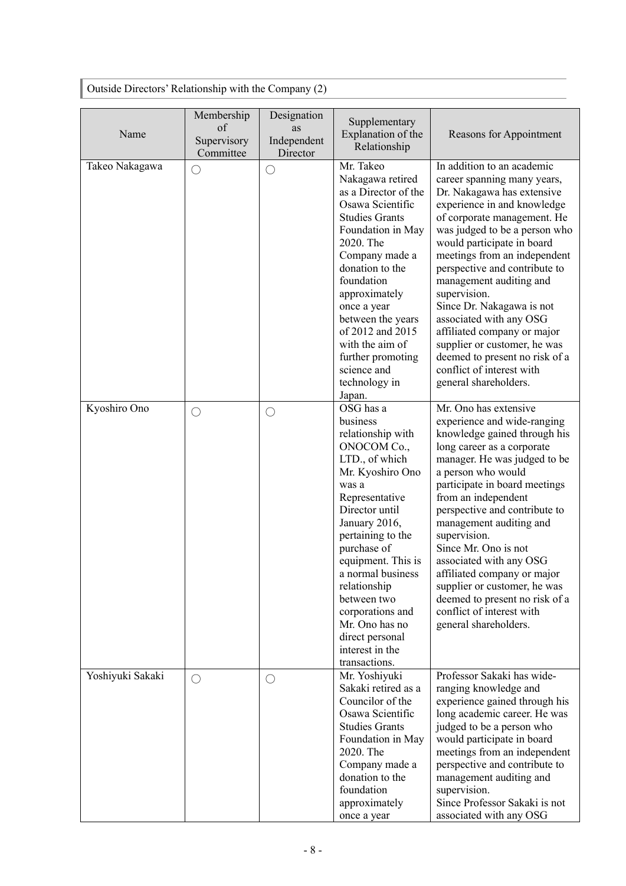## Outside Directors' Relationship with the Company (2)

| Name | Membership of Supervisory Committee | Designation as Independent Director | Supplementary Explanation of the Relationship | Reasons for Appointment |
|---|---|---|---|---|
| Takeo Nakagawa | ○ | ○ | Mr. Takeo Nakagawa retired as a Director of the Osawa Scientific Studies Grants Foundation in May 2020. The Company made a donation to the foundation approximately once a year between the years of 2012 and 2015 with the aim of further promoting science and technology in Japan. | In addition to an academic career spanning many years, Dr. Nakagawa has extensive experience in and knowledge of corporate management. He was judged to be a person who would participate in board meetings from an independent perspective and contribute to management auditing and supervision. Since Dr. Nakagawa is not associated with any OSG affiliated company or major supplier or customer, he was deemed to present no risk of a conflict of interest with general shareholders. |
| Kyoshiro Ono | ○ | ○ | OSG has a business relationship with ONOCOM Co., LTD., of which Mr. Kyoshiro Ono was a Representative Director until January 2016, pertaining to the purchase of equipment. This is a normal business relationship between two corporations and Mr. Ono has no direct personal interest in the transactions. | Mr. Ono has extensive experience and wide-ranging knowledge gained through his long career as a corporate manager. He was judged to be a person who would participate in board meetings from an independent perspective and contribute to management auditing and supervision. Since Mr. Ono is not associated with any OSG affiliated company or major supplier or customer, he was deemed to present no risk of a conflict of interest with general shareholders. |
| Yoshiyuki Sakaki | ○ | ○ | Mr. Yoshiyuki Sakaki retired as a Councilor of the Osawa Scientific Studies Grants Foundation in May 2020. The Company made a donation to the foundation approximately once a year | Professor Sakaki has wide-ranging knowledge and experience gained through his long academic career. He was judged to be a person who would participate in board meetings from an independent perspective and contribute to management auditing and supervision. Since Professor Sakaki is not associated with any OSG |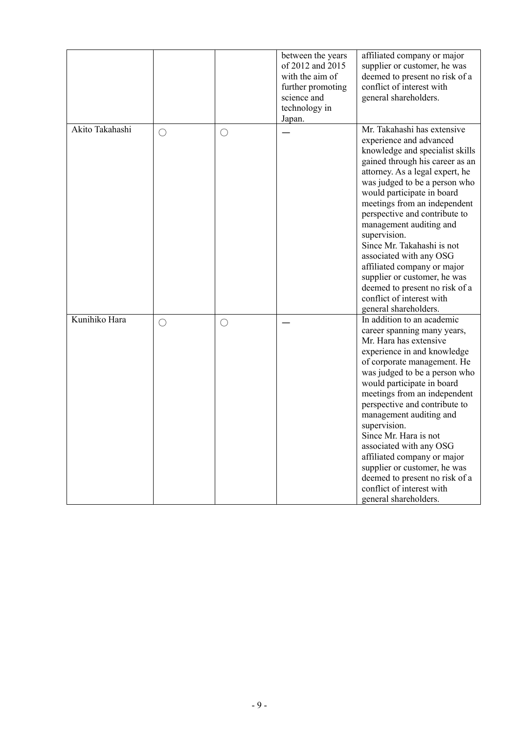| | | | | |
|---|---|---|---|---|
| | | | between the years of 2012 and 2015 with the aim of further promoting science and technology in Japan. | affiliated company or major supplier or customer, he was deemed to present no risk of a conflict of interest with general shareholders. |
| Akito Takahashi | ○ | ○ | — | Mr. Takahashi has extensive experience and advanced knowledge and specialist skills gained through his career as an attorney. As a legal expert, he was judged to be a person who would participate in board meetings from an independent perspective and contribute to management auditing and supervision.<br>Since Mr. Takahashi is not associated with any OSG affiliated company or major supplier or customer, he was deemed to present no risk of a conflict of interest with general shareholders. |
| Kunihiko Hara | ○ | ○ | — | In addition to an academic career spanning many years, Mr. Hara has extensive experience in and knowledge of corporate management. He was judged to be a person who would participate in board meetings from an independent perspective and contribute to management auditing and supervision.<br>Since Mr. Hara is not associated with any OSG affiliated company or major supplier or customer, he was deemed to present no risk of a conflict of interest with general shareholders. |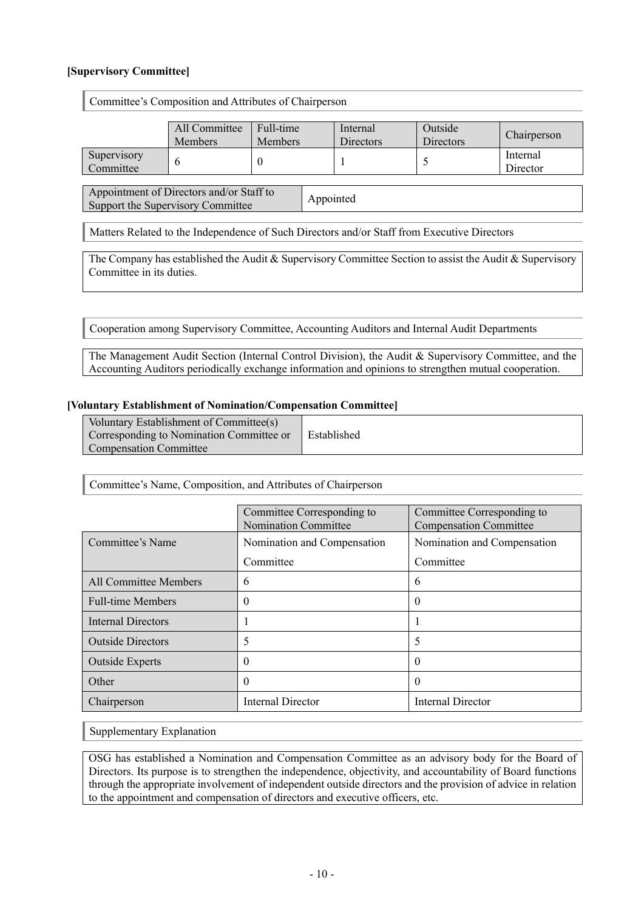**[Supervisory Committee]**

Committee's Composition and Attributes of Chairperson

| | All Committee Members | Full-time Members | Internal Directors | Outside Directors | Chairperson |
|---|---|---|---|---|---|
| Supervisory Committee | 6 | 0 | 1 | 5 | Internal Director |

| | |
|---|---|
| Appointment of Directors and/or Staff to Support the Supervisory Committee | Appointed |

Matters Related to the Independence of Such Directors and/or Staff from Executive Directors

The Company has established the Audit & Supervisory Committee Section to assist the Audit & Supervisory Committee in its duties.

Cooperation among Supervisory Committee, Accounting Auditors and Internal Audit Departments

The Management Audit Section (Internal Control Division), the Audit & Supervisory Committee, and the Accounting Auditors periodically exchange information and opinions to strengthen mutual cooperation.

**[Voluntary Establishment of Nomination/Compensation Committee]**

| | |
|---|---|
| Voluntary Establishment of Committee(s) Corresponding to Nomination Committee or Compensation Committee | Established |

Committee's Name, Composition, and Attributes of Chairperson

| | Committee Corresponding to Nomination Committee | Committee Corresponding to Compensation Committee |
|---|---|---|
| Committee's Name | Nomination and Compensation Committee | Nomination and Compensation Committee |
| All Committee Members | 6 | 6 |
| Full-time Members | 0 | 0 |
| Internal Directors | 1 | 1 |
| Outside Directors | 5 | 5 |
| Outside Experts | 0 | 0 |
| Other | 0 | 0 |
| Chairperson | Internal Director | Internal Director |

Supplementary Explanation

OSG has established a Nomination and Compensation Committee as an advisory body for the Board of Directors. Its purpose is to strengthen the independence, objectivity, and accountability of Board functions through the appropriate involvement of independent outside directors and the provision of advice in relation to the appointment and compensation of directors and executive officers, etc.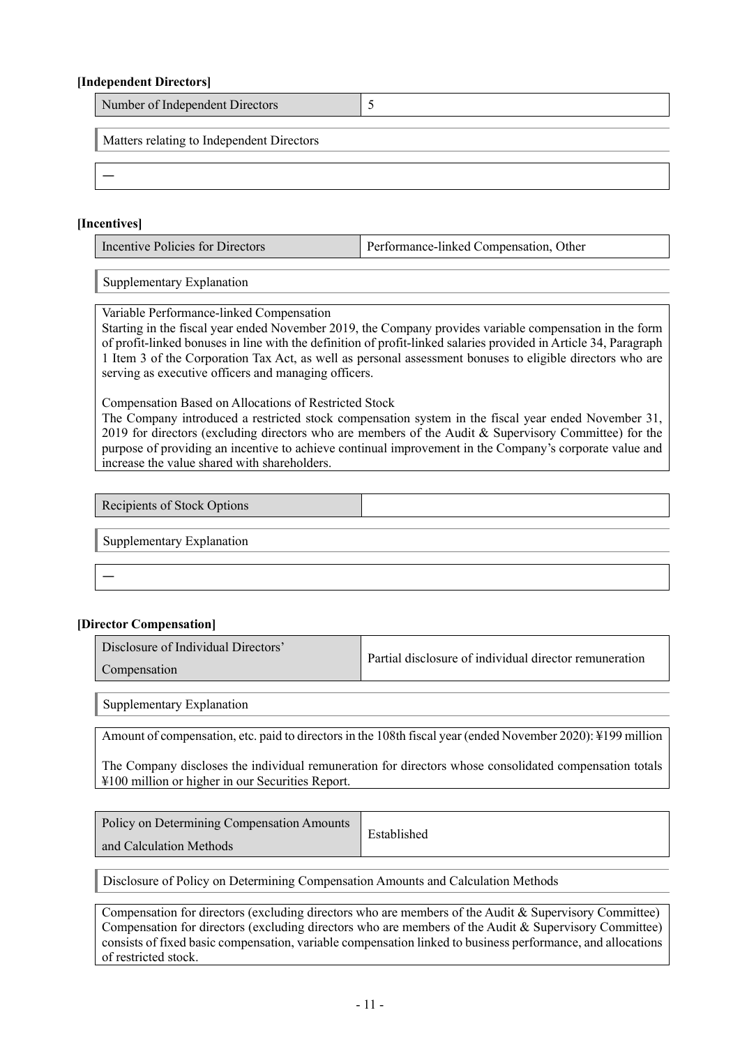**[Independent Directors]**

| | |
|---|---|
| Number of Independent Directors | 5 |

Matters relating to Independent Directors

—

**[Incentives]**

| | |
|---|---|
| Incentive Policies for Directors | Performance-linked Compensation, Other |

Supplementary Explanation

Variable Performance-linked Compensation
Starting in the fiscal year ended November 2019, the Company provides variable compensation in the form of profit-linked bonuses in line with the definition of profit-linked salaries provided in Article 34, Paragraph 1 Item 3 of the Corporation Tax Act, as well as personal assessment bonuses to eligible directors who are serving as executive officers and managing officers.

Compensation Based on Allocations of Restricted Stock
The Company introduced a restricted stock compensation system in the fiscal year ended November 31, 2019 for directors (excluding directors who are members of the Audit & Supervisory Committee) for the purpose of providing an incentive to achieve continual improvement in the Company's corporate value and increase the value shared with shareholders.

| | |
|---|---|
| Recipients of Stock Options | |

Supplementary Explanation

—

**[Director Compensation]**

| | |
|---|---|
| Disclosure of Individual Directors' Compensation | Partial disclosure of individual director remuneration |

Supplementary Explanation

Amount of compensation, etc. paid to directors in the 108th fiscal year (ended November 2020): ¥199 million

The Company discloses the individual remuneration for directors whose consolidated compensation totals ¥100 million or higher in our Securities Report.

| | |
|---|---|
| Policy on Determining Compensation Amounts and Calculation Methods | Established |

Disclosure of Policy on Determining Compensation Amounts and Calculation Methods

Compensation for directors (excluding directors who are members of the Audit & Supervisory Committee)
Compensation for directors (excluding directors who are members of the Audit & Supervisory Committee) consists of fixed basic compensation, variable compensation linked to business performance, and allocations of restricted stock.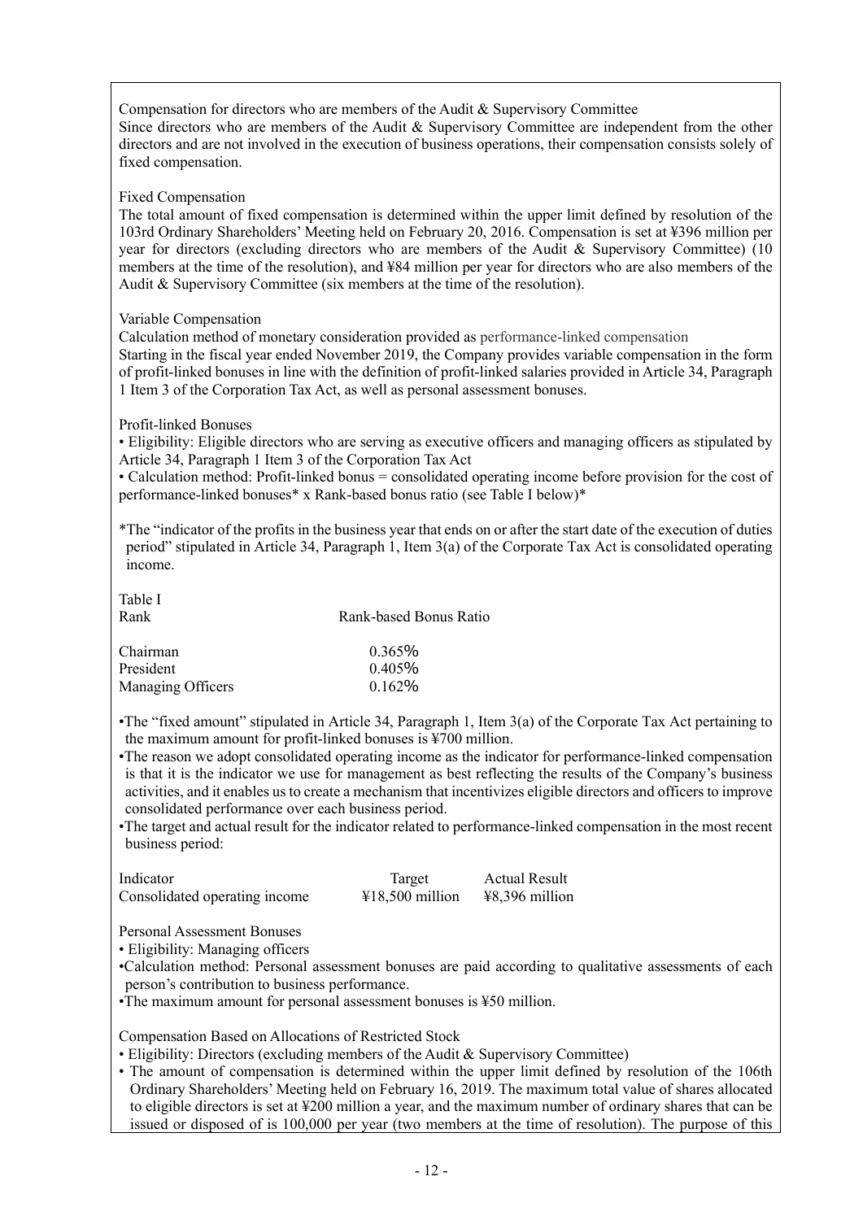Compensation for directors who are members of the Audit & Supervisory Committee

Since directors who are members of the Audit & Supervisory Committee are independent from the other directors and are not involved in the execution of business operations, their compensation consists solely of fixed compensation.

Fixed Compensation

The total amount of fixed compensation is determined within the upper limit defined by resolution of the 103rd Ordinary Shareholders' Meeting held on February 20, 2016. Compensation is set at ¥396 million per year for directors (excluding directors who are members of the Audit & Supervisory Committee) (10 members at the time of the resolution), and ¥84 million per year for directors who are also members of the Audit & Supervisory Committee (six members at the time of the resolution).

Variable Compensation

Calculation method of monetary consideration provided as performance-linked compensation

Starting in the fiscal year ended November 2019, the Company provides variable compensation in the form of profit-linked bonuses in line with the definition of profit-linked salaries provided in Article 34, Paragraph 1 Item 3 of the Corporation Tax Act, as well as personal assessment bonuses.

Profit-linked Bonuses

- Eligibility: Eligible directors who are serving as executive officers and managing officers as stipulated by Article 34, Paragraph 1 Item 3 of the Corporation Tax Act
- Calculation method: Profit-linked bonus = consolidated operating income before provision for the cost of performance-linked bonuses* x Rank-based bonus ratio (see Table I below)*

*The "indicator of the profits in the business year that ends on or after the start date of the execution of duties period" stipulated in Article 34, Paragraph 1, Item 3(a) of the Corporate Tax Act is consolidated operating income.

Table I

| Rank | Rank-based Bonus Ratio |
|---|---|
| Chairman | 0.365% |
| President | 0.405% |
| Managing Officers | 0.162% |

- The "fixed amount" stipulated in Article 34, Paragraph 1, Item 3(a) of the Corporate Tax Act pertaining to the maximum amount for profit-linked bonuses is ¥700 million.
- The reason we adopt consolidated operating income as the indicator for performance-linked compensation is that it is the indicator we use for management as best reflecting the results of the Company's business activities, and it enables us to create a mechanism that incentivizes eligible directors and officers to improve consolidated performance over each business period.
- The target and actual result for the indicator related to performance-linked compensation in the most recent business period:

| Indicator | Target | Actual Result |
|---|---|---|
| Consolidated operating income | ¥18,500 million | ¥8,396 million |

Personal Assessment Bonuses

- Eligibility: Managing officers
- Calculation method: Personal assessment bonuses are paid according to qualitative assessments of each person's contribution to business performance.
- The maximum amount for personal assessment bonuses is ¥50 million.

Compensation Based on Allocations of Restricted Stock

- Eligibility: Directors (excluding members of the Audit & Supervisory Committee)
- The amount of compensation is determined within the upper limit defined by resolution of the 106th Ordinary Shareholders' Meeting held on February 16, 2019. The maximum total value of shares allocated to eligible directors is set at ¥200 million a year, and the maximum number of ordinary shares that can be issued or disposed of is 100,000 per year (two members at the time of resolution). The purpose of this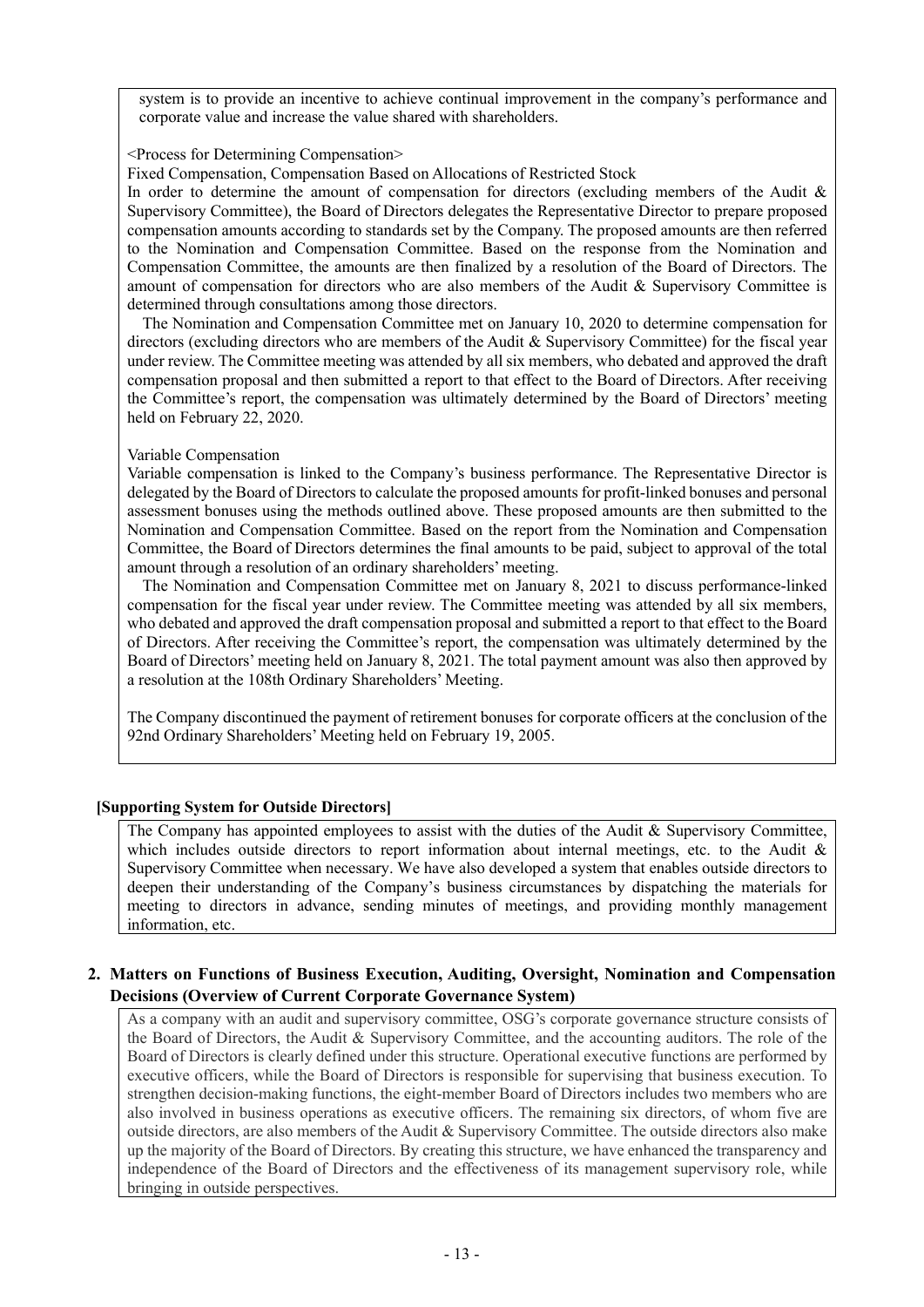system is to provide an incentive to achieve continual improvement in the company's performance and corporate value and increase the value shared with shareholders.

<Process for Determining Compensation>

Fixed Compensation, Compensation Based on Allocations of Restricted Stock

In order to determine the amount of compensation for directors (excluding members of the Audit & Supervisory Committee), the Board of Directors delegates the Representative Director to prepare proposed compensation amounts according to standards set by the Company. The proposed amounts are then referred to the Nomination and Compensation Committee. Based on the response from the Nomination and Compensation Committee, the amounts are then finalized by a resolution of the Board of Directors. The amount of compensation for directors who are also members of the Audit & Supervisory Committee is determined through consultations among those directors.

The Nomination and Compensation Committee met on January 10, 2020 to determine compensation for directors (excluding directors who are members of the Audit & Supervisory Committee) for the fiscal year under review. The Committee meeting was attended by all six members, who debated and approved the draft compensation proposal and then submitted a report to that effect to the Board of Directors. After receiving the Committee's report, the compensation was ultimately determined by the Board of Directors' meeting held on February 22, 2020.

Variable Compensation

Variable compensation is linked to the Company's business performance. The Representative Director is delegated by the Board of Directors to calculate the proposed amounts for profit-linked bonuses and personal assessment bonuses using the methods outlined above. These proposed amounts are then submitted to the Nomination and Compensation Committee. Based on the report from the Nomination and Compensation Committee, the Board of Directors determines the final amounts to be paid, subject to approval of the total amount through a resolution of an ordinary shareholders' meeting.

The Nomination and Compensation Committee met on January 8, 2021 to discuss performance-linked compensation for the fiscal year under review. The Committee meeting was attended by all six members, who debated and approved the draft compensation proposal and submitted a report to that effect to the Board of Directors. After receiving the Committee's report, the compensation was ultimately determined by the Board of Directors' meeting held on January 8, 2021. The total payment amount was also then approved by a resolution at the 108th Ordinary Shareholders' Meeting.

The Company discontinued the payment of retirement bonuses for corporate officers at the conclusion of the 92nd Ordinary Shareholders' Meeting held on February 19, 2005.

**[Supporting System for Outside Directors]**

The Company has appointed employees to assist with the duties of the Audit & Supervisory Committee, which includes outside directors to report information about internal meetings, etc. to the Audit & Supervisory Committee when necessary. We have also developed a system that enables outside directors to deepen their understanding of the Company's business circumstances by dispatching the materials for meeting to directors in advance, sending minutes of meetings, and providing monthly management information, etc.

## 2. Matters on Functions of Business Execution, Auditing, Oversight, Nomination and Compensation Decisions (Overview of Current Corporate Governance System)

As a company with an audit and supervisory committee, OSG's corporate governance structure consists of the Board of Directors, the Audit & Supervisory Committee, and the accounting auditors. The role of the Board of Directors is clearly defined under this structure. Operational executive functions are performed by executive officers, while the Board of Directors is responsible for supervising that business execution. To strengthen decision-making functions, the eight-member Board of Directors includes two members who are also involved in business operations as executive officers. The remaining six directors, of whom five are outside directors, are also members of the Audit & Supervisory Committee. The outside directors also make up the majority of the Board of Directors. By creating this structure, we have enhanced the transparency and independence of the Board of Directors and the effectiveness of its management supervisory role, while bringing in outside perspectives.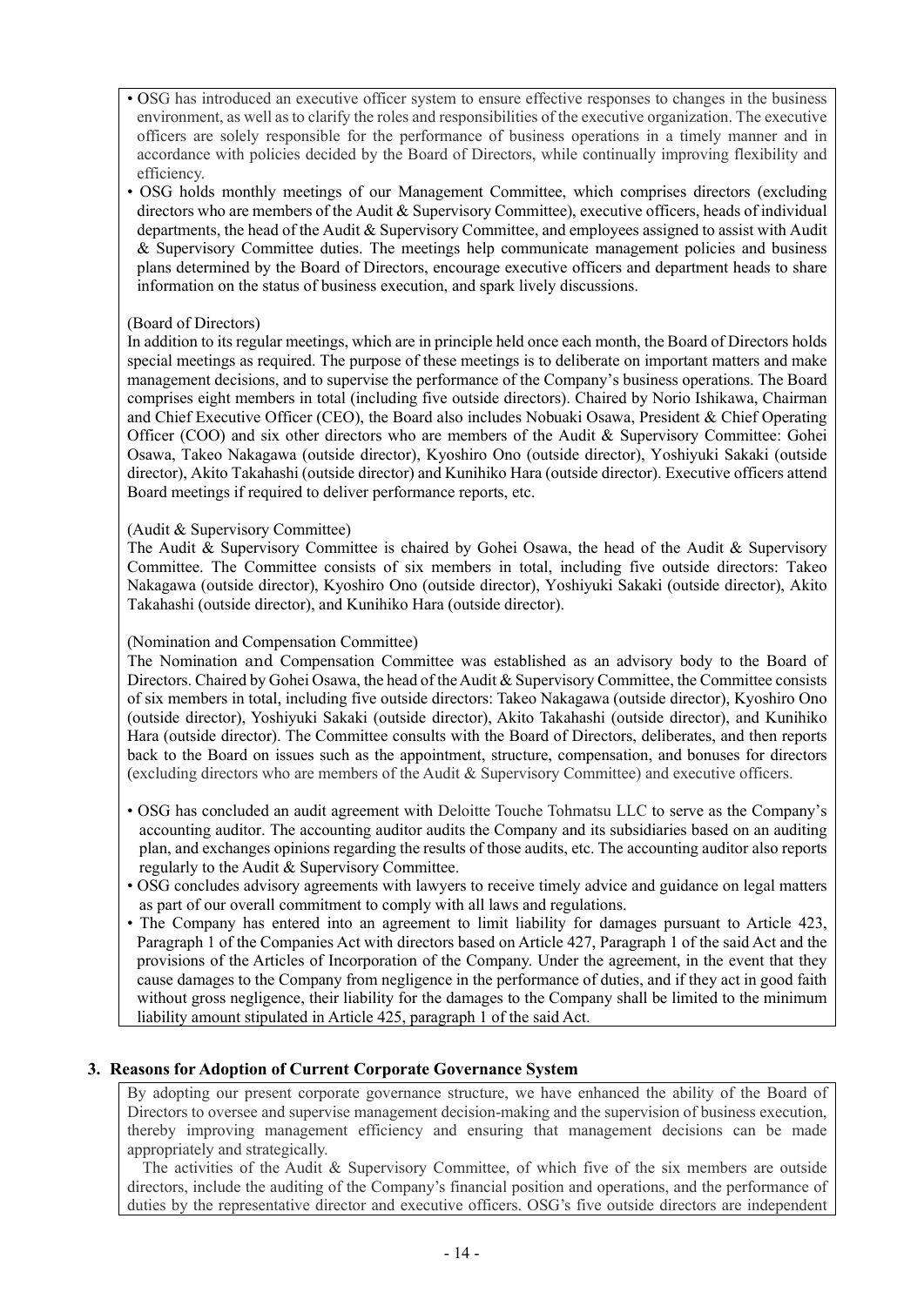- OSG has introduced an executive officer system to ensure effective responses to changes in the business environment, as well as to clarify the roles and responsibilities of the executive organization. The executive officers are solely responsible for the performance of business operations in a timely manner and in accordance with policies decided by the Board of Directors, while continually improving flexibility and efficiency.
- OSG holds monthly meetings of our Management Committee, which comprises directors (excluding directors who are members of the Audit & Supervisory Committee), executive officers, heads of individual departments, the head of the Audit & Supervisory Committee, and employees assigned to assist with Audit & Supervisory Committee duties. The meetings help communicate management policies and business plans determined by the Board of Directors, encourage executive officers and department heads to share information on the status of business execution, and spark lively discussions.

(Board of Directors)

In addition to its regular meetings, which are in principle held once each month, the Board of Directors holds special meetings as required. The purpose of these meetings is to deliberate on important matters and make management decisions, and to supervise the performance of the Company's business operations. The Board comprises eight members in total (including five outside directors). Chaired by Norio Ishikawa, Chairman and Chief Executive Officer (CEO), the Board also includes Nobuaki Osawa, President & Chief Operating Officer (COO) and six other directors who are members of the Audit & Supervisory Committee: Gohei Osawa, Takeo Nakagawa (outside director), Kyoshiro Ono (outside director), Yoshiyuki Sakaki (outside director), Akito Takahashi (outside director) and Kunihiko Hara (outside director). Executive officers attend Board meetings if required to deliver performance reports, etc.

(Audit & Supervisory Committee)

The Audit & Supervisory Committee is chaired by Gohei Osawa, the head of the Audit & Supervisory Committee. The Committee consists of six members in total, including five outside directors: Takeo Nakagawa (outside director), Kyoshiro Ono (outside director), Yoshiyuki Sakaki (outside director), Akito Takahashi (outside director), and Kunihiko Hara (outside director).

(Nomination and Compensation Committee)

The Nomination and Compensation Committee was established as an advisory body to the Board of Directors. Chaired by Gohei Osawa, the head of the Audit & Supervisory Committee, the Committee consists of six members in total, including five outside directors: Takeo Nakagawa (outside director), Kyoshiro Ono (outside director), Yoshiyuki Sakaki (outside director), Akito Takahashi (outside director), and Kunihiko Hara (outside director). The Committee consults with the Board of Directors, deliberates, and then reports back to the Board on issues such as the appointment, structure, compensation, and bonuses for directors (excluding directors who are members of the Audit & Supervisory Committee) and executive officers.

- OSG has concluded an audit agreement with Deloitte Touche Tohmatsu LLC to serve as the Company's accounting auditor. The accounting auditor audits the Company and its subsidiaries based on an auditing plan, and exchanges opinions regarding the results of those audits, etc. The accounting auditor also reports regularly to the Audit & Supervisory Committee.
- OSG concludes advisory agreements with lawyers to receive timely advice and guidance on legal matters as part of our overall commitment to comply with all laws and regulations.
- The Company has entered into an agreement to limit liability for damages pursuant to Article 423, Paragraph 1 of the Companies Act with directors based on Article 427, Paragraph 1 of the said Act and the provisions of the Articles of Incorporation of the Company. Under the agreement, in the event that they cause damages to the Company from negligence in the performance of duties, and if they act in good faith without gross negligence, their liability for the damages to the Company shall be limited to the minimum liability amount stipulated in Article 425, paragraph 1 of the said Act.

### 3. Reasons for Adoption of Current Corporate Governance System

By adopting our present corporate governance structure, we have enhanced the ability of the Board of Directors to oversee and supervise management decision-making and the supervision of business execution, thereby improving management efficiency and ensuring that management decisions can be made appropriately and strategically.

The activities of the Audit & Supervisory Committee, of which five of the six members are outside directors, include the auditing of the Company's financial position and operations, and the performance of duties by the representative director and executive officers. OSG's five outside directors are independent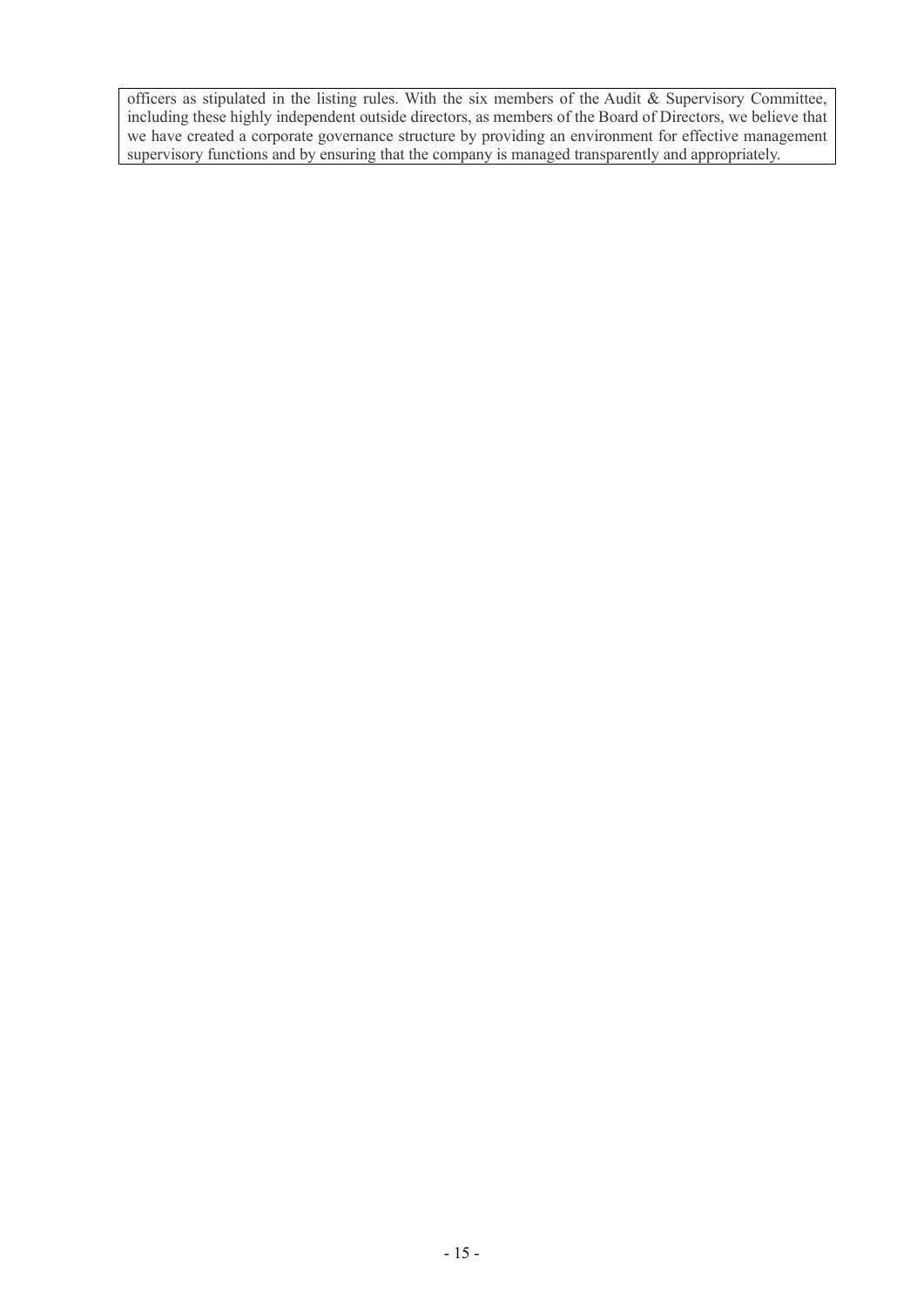officers as stipulated in the listing rules. With the six members of the Audit & Supervisory Committee, including these highly independent outside directors, as members of the Board of Directors, we believe that we have created a corporate governance structure by providing an environment for effective management supervisory functions and by ensuring that the company is managed transparently and appropriately.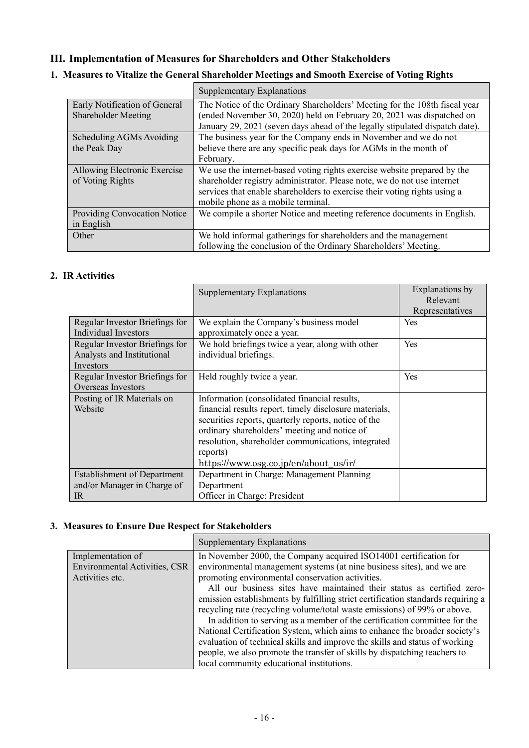## III. Implementation of Measures for Shareholders and Other Stakeholders

### 1. Measures to Vitalize the General Shareholder Meetings and Smooth Exercise of Voting Rights

| | Supplementary Explanations |
|---|---|
| Early Notification of General Shareholder Meeting | The Notice of the Ordinary Shareholders' Meeting for the 108th fiscal year (ended November 30, 2020) held on February 20, 2021 was dispatched on January 29, 2021 (seven days ahead of the legally stipulated dispatch date). |
| Scheduling AGMs Avoiding the Peak Day | The business year for the Company ends in November and we do not believe there are any specific peak days for AGMs in the month of February. |
| Allowing Electronic Exercise of Voting Rights | We use the internet-based voting rights exercise website prepared by the shareholder registry administrator. Please note, we do not use internet services that enable shareholders to exercise their voting rights using a mobile phone as a mobile terminal. |
| Providing Convocation Notice in English | We compile a shorter Notice and meeting reference documents in English. |
| Other | We hold informal gatherings for shareholders and the management following the conclusion of the Ordinary Shareholders' Meeting. |

### 2. IR Activities

| | Supplementary Explanations | Explanations by Relevant Representatives |
|---|---|---|
| Regular Investor Briefings for Individual Investors | We explain the Company's business model approximately once a year. | Yes |
| Regular Investor Briefings for Analysts and Institutional Investors | We hold briefings twice a year, along with other individual briefings. | Yes |
| Regular Investor Briefings for Overseas Investors | Held roughly twice a year. | Yes |
| Posting of IR Materials on Website | Information (consolidated financial results, financial results report, timely disclosure materials, securities reports, quarterly reports, notice of the ordinary shareholders' meeting and notice of resolution, shareholder communications, integrated reports) https://www.osg.co.jp/en/about_us/ir/ | |
| Establishment of Department and/or Manager in Charge of IR | Department in Charge: Management Planning Department<br>Officer in Charge: President | |

### 3. Measures to Ensure Due Respect for Stakeholders

| | Supplementary Explanations |
|---|---|
| Implementation of Environmental Activities, CSR Activities etc. | In November 2000, the Company acquired ISO14001 certification for environmental management systems (at nine business sites), and we are promoting environmental conservation activities.<br>All our business sites have maintained their status as certified zero-emission establishments by fulfilling strict certification standards requiring a recycling rate (recycling volume/total waste emissions) of 99% or above.<br>In addition to serving as a member of the certification committee for the National Certification System, which aims to enhance the broader society's evaluation of technical skills and improve the skills and status of working people, we also promote the transfer of skills by dispatching teachers to local community educational institutions. |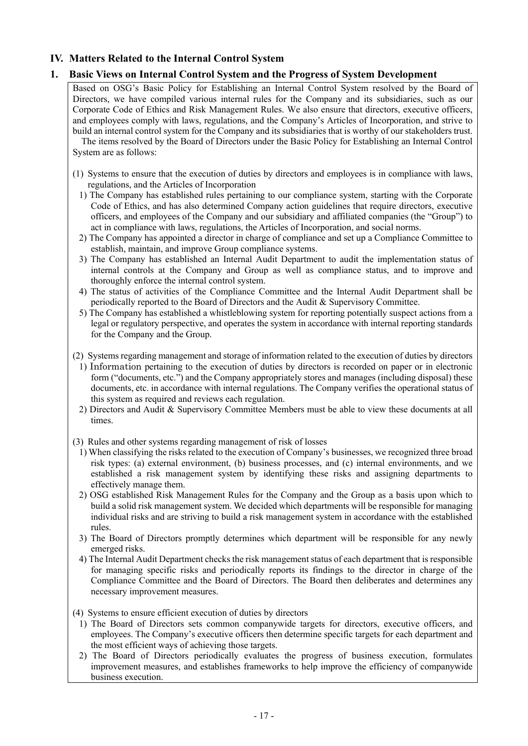## IV. Matters Related to the Internal Control System

### 1. Basic Views on Internal Control System and the Progress of System Development

Based on OSG's Basic Policy for Establishing an Internal Control System resolved by the Board of Directors, we have compiled various internal rules for the Company and its subsidiaries, such as our Corporate Code of Ethics and Risk Management Rules. We also ensure that directors, executive officers, and employees comply with laws, regulations, and the Company's Articles of Incorporation, and strive to build an internal control system for the Company and its subsidiaries that is worthy of our stakeholders trust.

The items resolved by the Board of Directors under the Basic Policy for Establishing an Internal Control System are as follows:

(1) Systems to ensure that the execution of duties by directors and employees is in compliance with laws, regulations, and the Articles of Incorporation

1) The Company has established rules pertaining to our compliance system, starting with the Corporate Code of Ethics, and has also determined Company action guidelines that require directors, executive officers, and employees of the Company and our subsidiary and affiliated companies (the "Group") to act in compliance with laws, regulations, the Articles of Incorporation, and social norms.

2) The Company has appointed a director in charge of compliance and set up a Compliance Committee to establish, maintain, and improve Group compliance systems.

3) The Company has established an Internal Audit Department to audit the implementation status of internal controls at the Company and Group as well as compliance status, and to improve and thoroughly enforce the internal control system.

4) The status of activities of the Compliance Committee and the Internal Audit Department shall be periodically reported to the Board of Directors and the Audit & Supervisory Committee.

5) The Company has established a whistleblowing system for reporting potentially suspect actions from a legal or regulatory perspective, and operates the system in accordance with internal reporting standards for the Company and the Group.

(2) Systems regarding management and storage of information related to the execution of duties by directors

1) Information pertaining to the execution of duties by directors is recorded on paper or in electronic form ("documents, etc.") and the Company appropriately stores and manages (including disposal) these documents, etc. in accordance with internal regulations. The Company verifies the operational status of this system as required and reviews each regulation.

2) Directors and Audit & Supervisory Committee Members must be able to view these documents at all times.

(3) Rules and other systems regarding management of risk of losses

1) When classifying the risks related to the execution of Company's businesses, we recognized three broad risk types: (a) external environment, (b) business processes, and (c) internal environments, and we established a risk management system by identifying these risks and assigning departments to effectively manage them.

2) OSG established Risk Management Rules for the Company and the Group as a basis upon which to build a solid risk management system. We decided which departments will be responsible for managing individual risks and are striving to build a risk management system in accordance with the established rules.

3) The Board of Directors promptly determines which department will be responsible for any newly emerged risks.

4) The Internal Audit Department checks the risk management status of each department that is responsible for managing specific risks and periodically reports its findings to the director in charge of the Compliance Committee and the Board of Directors. The Board then deliberates and determines any necessary improvement measures.

(4) Systems to ensure efficient execution of duties by directors

1) The Board of Directors sets common companywide targets for directors, executive officers, and employees. The Company's executive officers then determine specific targets for each department and the most efficient ways of achieving those targets.

2) The Board of Directors periodically evaluates the progress of business execution, formulates improvement measures, and establishes frameworks to help improve the efficiency of companywide business execution.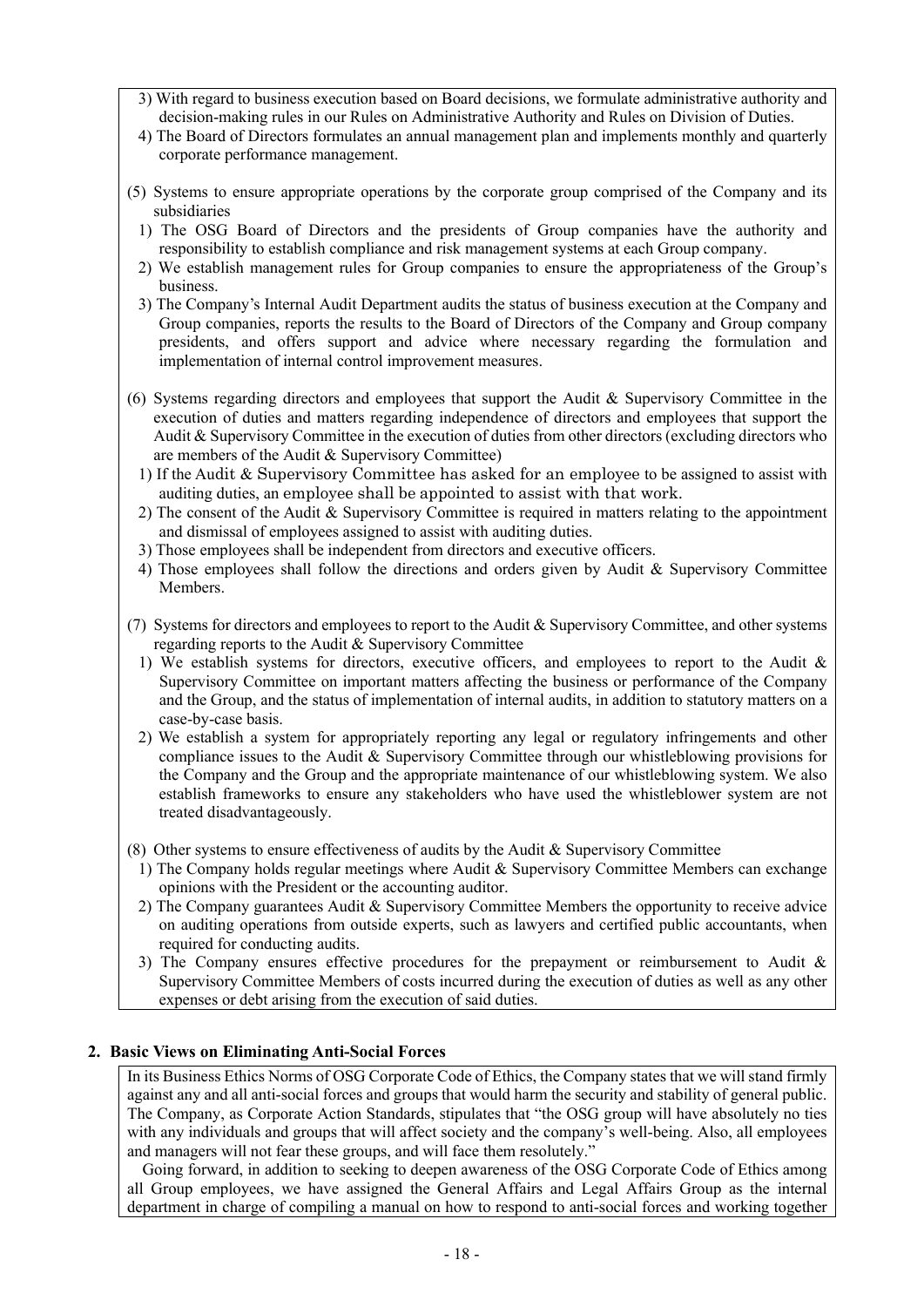3) With regard to business execution based on Board decisions, we formulate administrative authority and decision-making rules in our Rules on Administrative Authority and Rules on Division of Duties.

4) The Board of Directors formulates an annual management plan and implements monthly and quarterly corporate performance management.

(5) Systems to ensure appropriate operations by the corporate group comprised of the Company and its subsidiaries

1) The OSG Board of Directors and the presidents of Group companies have the authority and responsibility to establish compliance and risk management systems at each Group company.

2) We establish management rules for Group companies to ensure the appropriateness of the Group's business.

3) The Company's Internal Audit Department audits the status of business execution at the Company and Group companies, reports the results to the Board of Directors of the Company and Group company presidents, and offers support and advice where necessary regarding the formulation and implementation of internal control improvement measures.

(6) Systems regarding directors and employees that support the Audit & Supervisory Committee in the execution of duties and matters regarding independence of directors and employees that support the Audit & Supervisory Committee in the execution of duties from other directors (excluding directors who are members of the Audit & Supervisory Committee)

1) If the Audit & Supervisory Committee has asked for an employee to be assigned to assist with auditing duties, an employee shall be appointed to assist with that work.

2) The consent of the Audit & Supervisory Committee is required in matters relating to the appointment and dismissal of employees assigned to assist with auditing duties.

3) Those employees shall be independent from directors and executive officers.

4) Those employees shall follow the directions and orders given by Audit & Supervisory Committee Members.

(7) Systems for directors and employees to report to the Audit & Supervisory Committee, and other systems regarding reports to the Audit & Supervisory Committee

1) We establish systems for directors, executive officers, and employees to report to the Audit & Supervisory Committee on important matters affecting the business or performance of the Company and the Group, and the status of implementation of internal audits, in addition to statutory matters on a case-by-case basis.

2) We establish a system for appropriately reporting any legal or regulatory infringements and other compliance issues to the Audit & Supervisory Committee through our whistleblowing provisions for the Company and the Group and the appropriate maintenance of our whistleblowing system. We also establish frameworks to ensure any stakeholders who have used the whistleblower system are not treated disadvantageously.

(8) Other systems to ensure effectiveness of audits by the Audit & Supervisory Committee

1) The Company holds regular meetings where Audit & Supervisory Committee Members can exchange opinions with the President or the accounting auditor.

2) The Company guarantees Audit & Supervisory Committee Members the opportunity to receive advice on auditing operations from outside experts, such as lawyers and certified public accountants, when required for conducting audits.

3) The Company ensures effective procedures for the prepayment or reimbursement to Audit & Supervisory Committee Members of costs incurred during the execution of duties as well as any other expenses or debt arising from the execution of said duties.

## 2. Basic Views on Eliminating Anti-Social Forces

In its Business Ethics Norms of OSG Corporate Code of Ethics, the Company states that we will stand firmly against any and all anti-social forces and groups that would harm the security and stability of general public. The Company, as Corporate Action Standards, stipulates that "the OSG group will have absolutely no ties with any individuals and groups that will affect society and the company's well-being. Also, all employees and managers will not fear these groups, and will face them resolutely."

Going forward, in addition to seeking to deepen awareness of the OSG Corporate Code of Ethics among all Group employees, we have assigned the General Affairs and Legal Affairs Group as the internal department in charge of compiling a manual on how to respond to anti-social forces and working together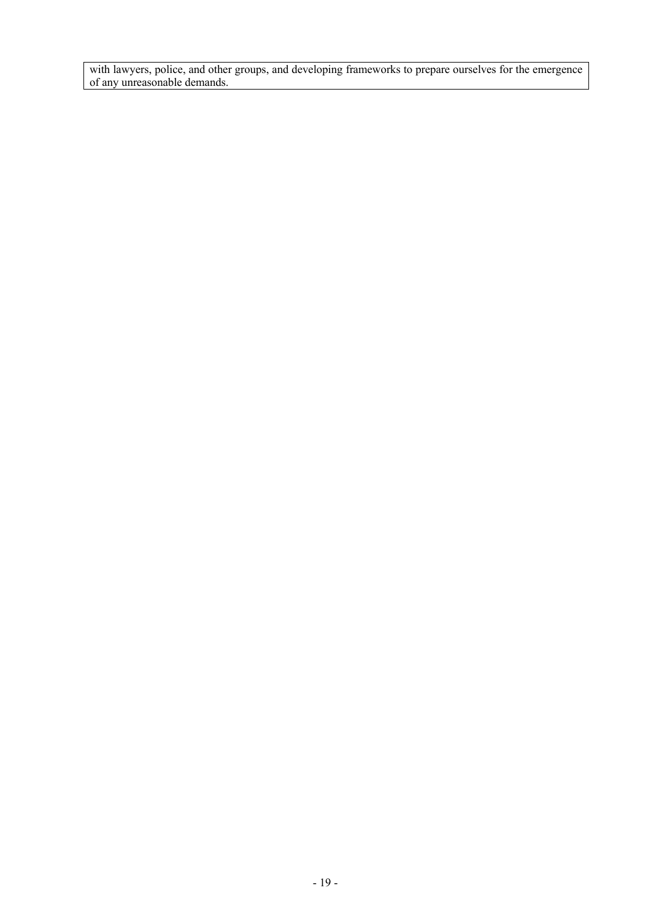with lawyers, police, and other groups, and developing frameworks to prepare ourselves for the emergence of any unreasonable demands.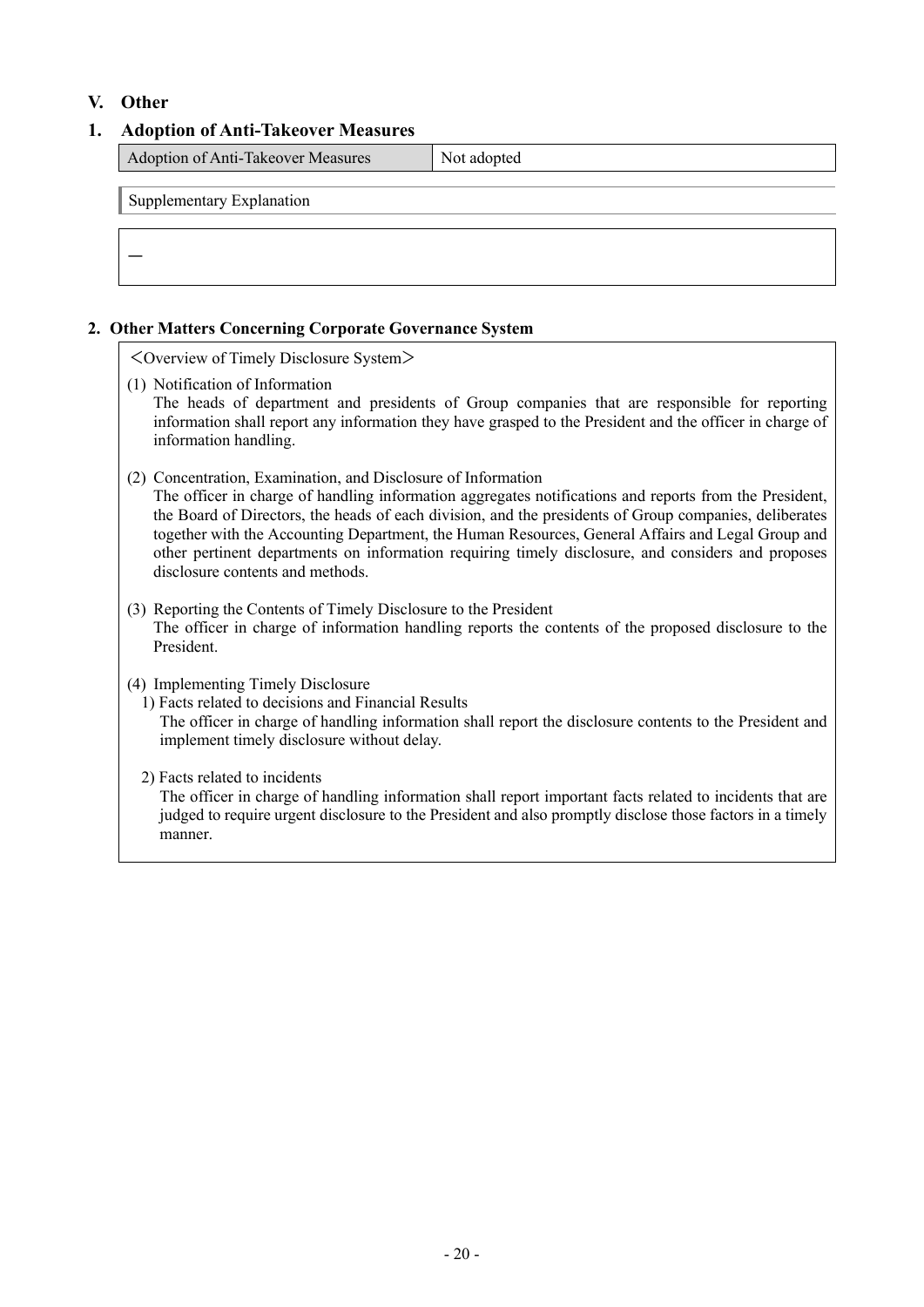## V. Other

### 1. Adoption of Anti-Takeover Measures

| | |
|---|---|
| Adoption of Anti-Takeover Measures | Not adopted |

Supplementary Explanation

—

### 2. Other Matters Concerning Corporate Governance System

＜Overview of Timely Disclosure System＞

(1) Notification of Information
The heads of department and presidents of Group companies that are responsible for reporting information shall report any information they have grasped to the President and the officer in charge of information handling.

(2) Concentration, Examination, and Disclosure of Information
The officer in charge of handling information aggregates notifications and reports from the President, the Board of Directors, the heads of each division, and the presidents of Group companies, deliberates together with the Accounting Department, the Human Resources, General Affairs and Legal Group and other pertinent departments on information requiring timely disclosure, and considers and proposes disclosure contents and methods.

(3) Reporting the Contents of Timely Disclosure to the President
The officer in charge of information handling reports the contents of the proposed disclosure to the President.

(4) Implementing Timely Disclosure

1) Facts related to decisions and Financial Results
The officer in charge of handling information shall report the disclosure contents to the President and implement timely disclosure without delay.

2) Facts related to incidents
The officer in charge of handling information shall report important facts related to incidents that are judged to require urgent disclosure to the President and also promptly disclose those factors in a timely manner.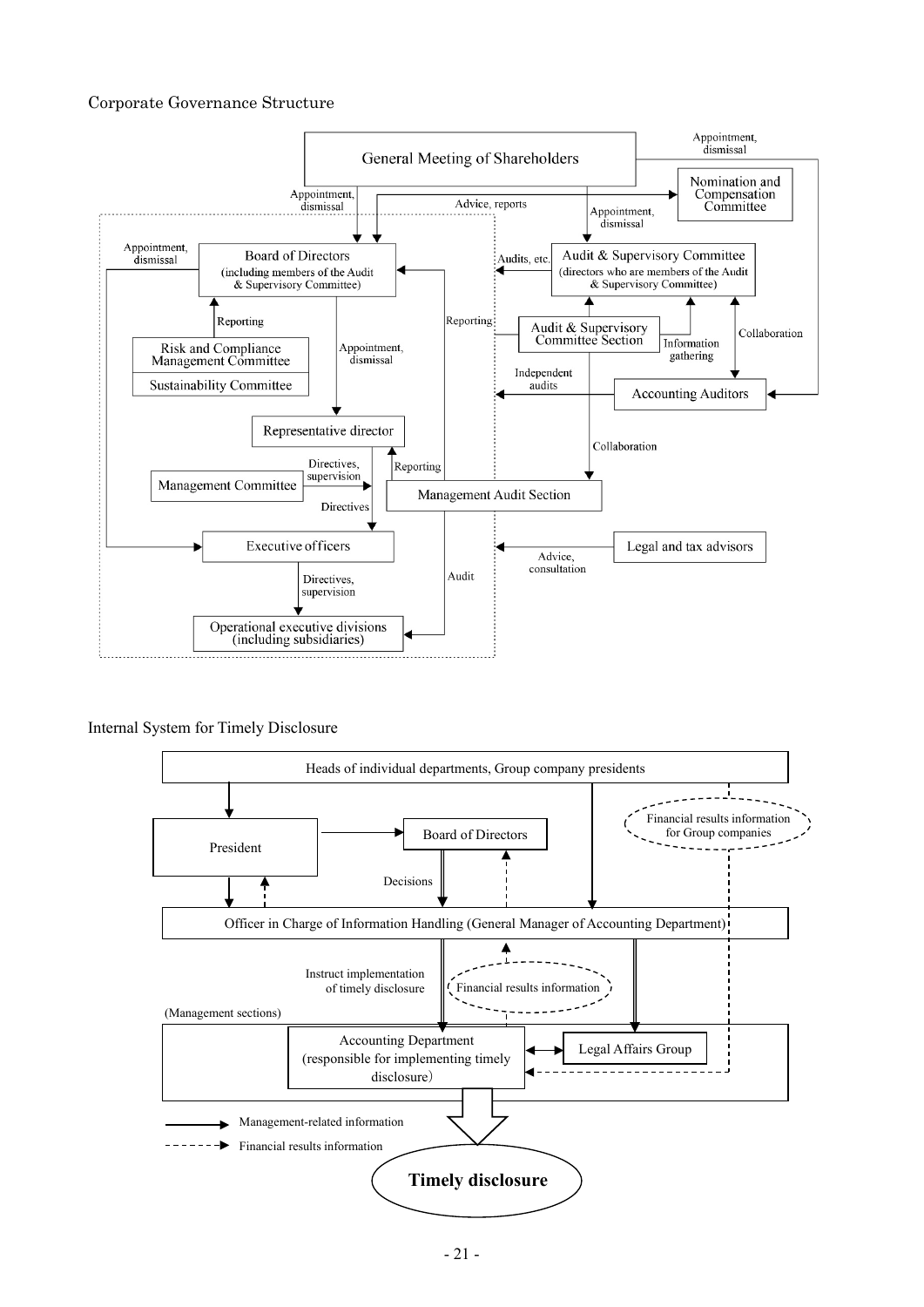Corporate Governance Structure

General Meeting of Shareholders

Appointment, dismissal

Nomination and Compensation Committee

Advice, reports

Appointment, dismissal

Appointment, dismissal

Board of Directors (including members of the Audit & Supervisory Committee)

Audits, etc.

Audit & Supervisory Committee (directors who are members of the Audit & Supervisory Committee)

Appointment, dismissal

Reporting

Reporting

Risk and Compliance Management Committee

Sustainability Committee

Appointment, dismissal

Audit & Supervisory Committee Section

Information gathering

Collaboration

Independent audits

Accounting Auditors

Representative director

Collaboration

Management Committee

Directives, supervision

Reporting

Directives

Management Audit Section

Executive officers

Legal and tax advisors

Advice, consultation

Directives, supervision

Audit

Operational executive divisions (including subsidiaries)

Internal System for Timely Disclosure

Heads of individual departments, Group company presidents

President

Board of Directors

Financial results information for Group companies

Decisions

Officer in Charge of Information Handling (General Manager of Accounting Department)

Instruct implementation of timely disclosure

Financial results information

(Management sections)

Accounting Department (responsible for implementing timely disclosure)

Legal Affairs Group

Management-related information

Financial results information

**Timely disclosure**